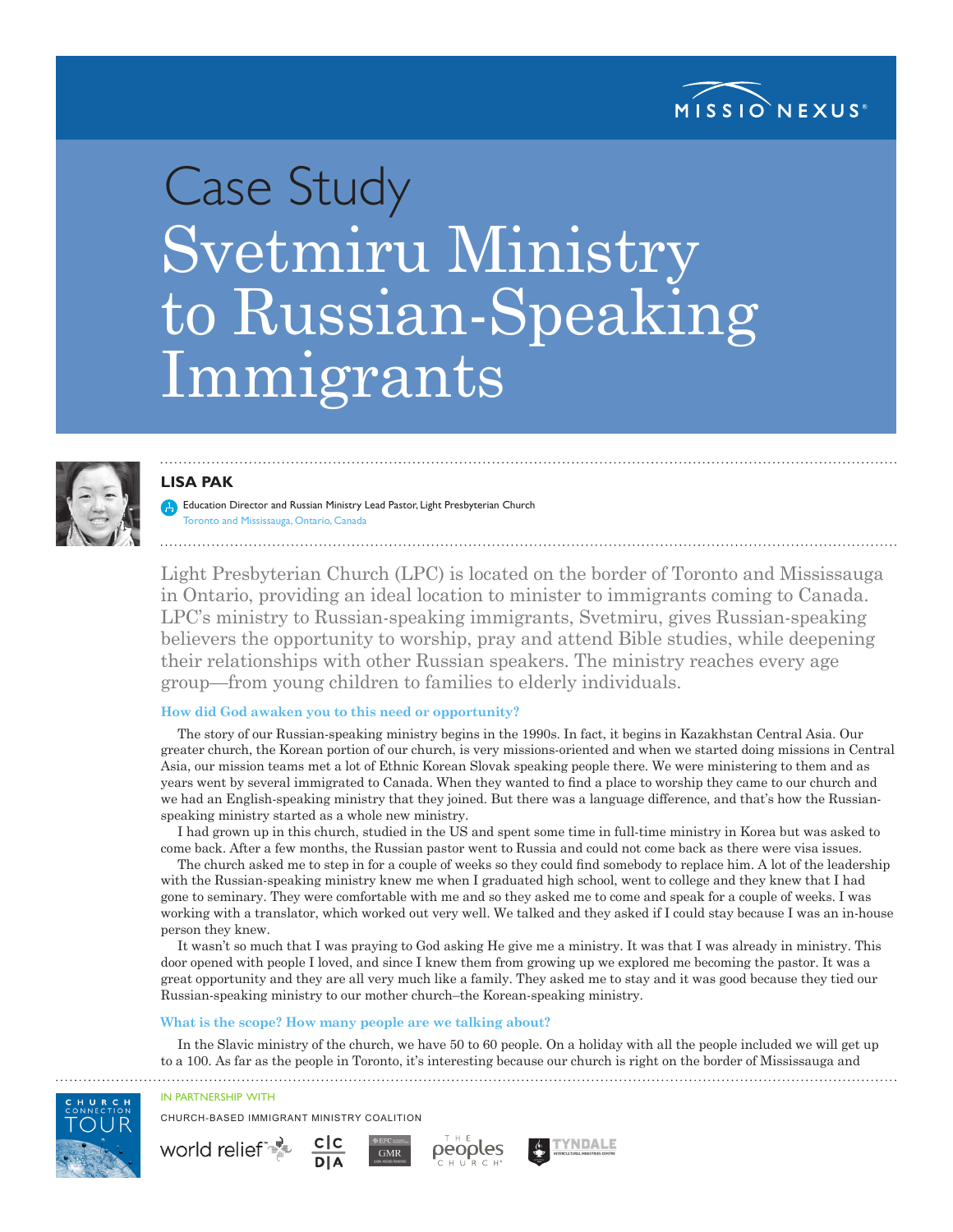MISSIO NEXUS

# Case Study
# Svetmiru Ministry to Russian-Speaking Immigrants

**LISA PAK**

Education Director and Russian Ministry Lead Pastor, Light Presbyterian Church
Toronto and Mississauga, Ontario, Canada

Light Presbyterian Church (LPC) is located on the border of Toronto and Mississauga in Ontario, providing an ideal location to minister to immigrants coming to Canada. LPC's ministry to Russian-speaking immigrants, Svetmiru, gives Russian-speaking believers the opportunity to worship, pray and attend Bible studies, while deepening their relationships with other Russian speakers. The ministry reaches every age group—from young children to families to elderly individuals.

### How did God awaken you to this need or opportunity?

The story of our Russian-speaking ministry begins in the 1990s. In fact, it begins in Kazakhstan Central Asia. Our greater church, the Korean portion of our church, is very missions-oriented and when we started doing missions in Central Asia, our mission teams met a lot of Ethnic Korean Slovak speaking people there. We were ministering to them and as years went by several immigrated to Canada. When they wanted to find a place to worship they came to our church and we had an English-speaking ministry that they joined. But there was a language difference, and that's how the Russian-speaking ministry started as a whole new ministry.

I had grown up in this church, studied in the US and spent some time in full-time ministry in Korea but was asked to come back. After a few months, the Russian pastor went to Russia and could not come back as there were visa issues.

The church asked me to step in for a couple of weeks so they could find somebody to replace him. A lot of the leadership with the Russian-speaking ministry knew me when I graduated high school, went to college and they knew that I had gone to seminary. They were comfortable with me and so they asked me to come and speak for a couple of weeks. I was working with a translator, which worked out very well. We talked and they asked if I could stay because I was an in-house person they knew.

It wasn't so much that I was praying to God asking He give me a ministry. It was that I was already in ministry. This door opened with people I loved, and since I knew them from growing up we explored me becoming the pastor. It was a great opportunity and they are all very much like a family. They asked me to stay and it was good because they tied our Russian-speaking ministry to our mother church–the Korean-speaking ministry.

### What is the scope? How many people are we talking about?

In the Slavic ministry of the church, we have 50 to 60 people. On a holiday with all the people included we will get up to a 100. As far as the people in Toronto, it's interesting because our church is right on the border of Mississauga and

IN PARTNERSHIP WITH

CHURCH-BASED IMMIGRANT MINISTRY COALITION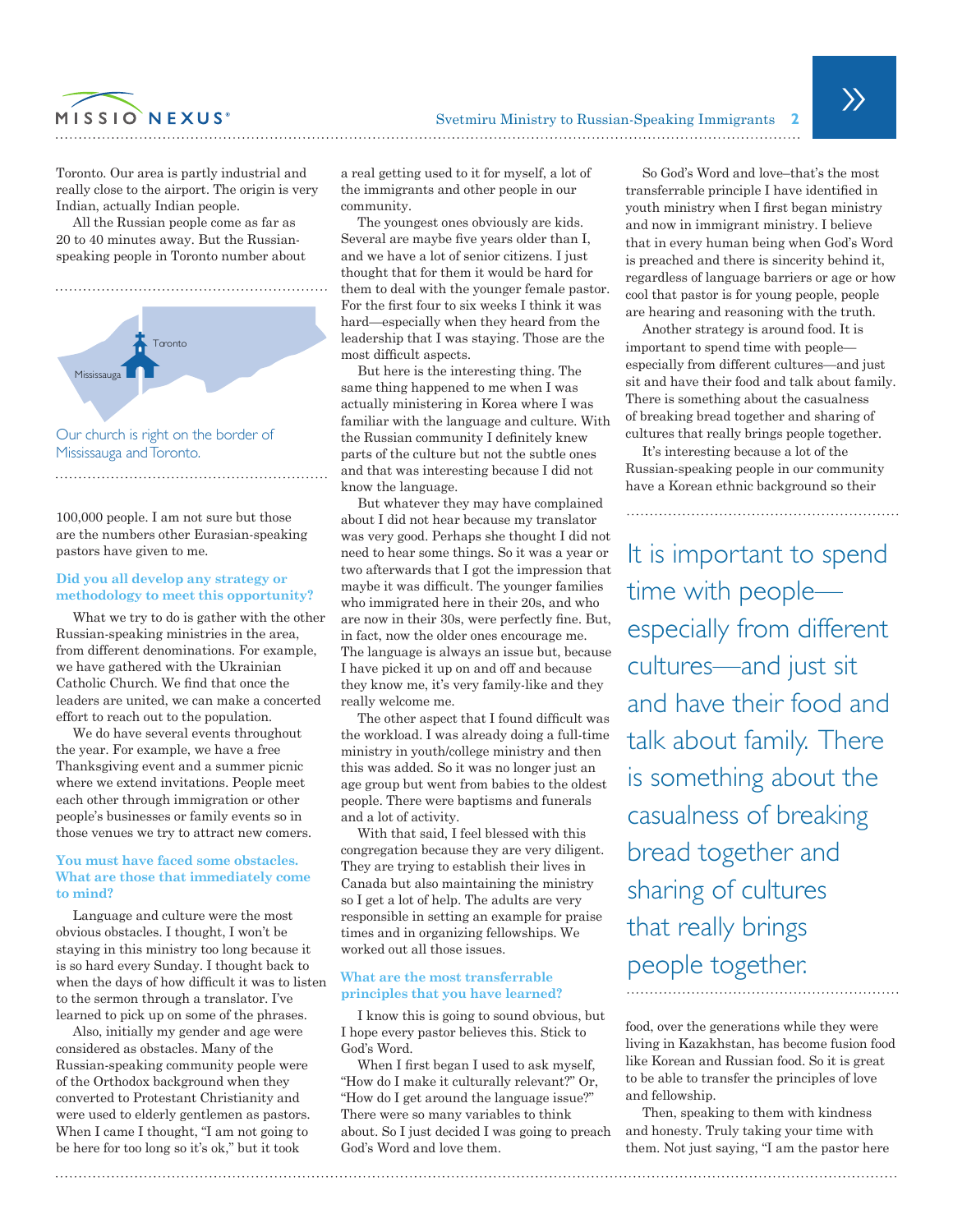Toronto. Our area is partly industrial and really close to the airport. The origin is very Indian, actually Indian people.

All the Russian people come as far as 20 to 40 minutes away. But the Russian-speaking people in Toronto number about 100,000 people. I am not sure but those are the numbers other Eurasian-speaking pastors have given to me.

Our church is right on the border of Mississauga and Toronto.

**Did you all develop any strategy or methodology to meet this opportunity?**

What we try to do is gather with the other Russian-speaking ministries in the area, from different denominations. For example, we have gathered with the Ukrainian Catholic Church. We find that once the leaders are united, we can make a concerted effort to reach out to the population.

We do have several events throughout the year. For example, we have a free Thanksgiving event and a summer picnic where we extend invitations. People meet each other through immigration or other people's businesses or family events so in those venues we try to attract new comers.

**You must have faced some obstacles. What are those that immediately come to mind?**

Language and culture were the most obvious obstacles. I thought, I won't be staying in this ministry too long because it is so hard every Sunday. I thought back to when the days of how difficult it was to listen to the sermon through a translator. I've learned to pick up on some of the phrases.

Also, initially my gender and age were considered as obstacles. Many of the Russian-speaking community people were of the Orthodox background when they converted to Protestant Christianity and were used to elderly gentlemen as pastors. When I came I thought, "I am not going to be here for too long so it's ok," but it took a real getting used to it for myself, a lot of the immigrants and other people in our community.

The youngest ones obviously are kids. Several are maybe five years older than I, and we have a lot of senior citizens. I just thought that for them it would be hard for them to deal with the younger female pastor. For the first four to six weeks I think it was hard—especially when they heard from the leadership that I was staying. Those are the most difficult aspects.

But here is the interesting thing. The same thing happened to me when I was actually ministering in Korea where I was familiar with the language and culture. With the Russian community I definitely knew parts of the culture but not the subtle ones and that was interesting because I did not know the language.

But whatever they may have complained about I did not hear because my translator was very good. Perhaps she thought I did not need to hear some things. So it was a year or two afterwards that I got the impression that maybe it was difficult. The younger families who immigrated here in their 20s, and who are now in their 30s, were perfectly fine. But, in fact, now the older ones encourage me. The language is always an issue but, because I have picked it up on and off and because they know me, it's very family-like and they really welcome me.

The other aspect that I found difficult was the workload. I was already doing a full-time ministry in youth/college ministry and then this was added. So it was no longer just an age group but went from babies to the oldest people. There were baptisms and funerals and a lot of activity.

With that said, I feel blessed with this congregation because they are very diligent. They are trying to establish their lives in Canada but also maintaining the ministry so I get a lot of help. The adults are very responsible in setting an example for praise times and in organizing fellowships. We worked out all those issues.

**What are the most transferrable principles that you have learned?**

I know this is going to sound obvious, but I hope every pastor believes this. Stick to God's Word.

When I first began I used to ask myself, "How do I make it culturally relevant?" Or, "How do I get around the language issue?" There were so many variables to think about. So I just decided I was going to preach God's Word and love them.

So God's Word and love–that's the most transferrable principle I have identified in youth ministry when I first began ministry and now in immigrant ministry. I believe that in every human being when God's Word is preached and there is sincerity behind it, regardless of language barriers or age or how cool that pastor is for young people, people are hearing and reasoning with the truth.

Another strategy is around food. It is important to spend time with people—especially from different cultures—and just sit and have their food and talk about family. There is something about the casualness of breaking bread together and sharing of cultures that really brings people together.

> It is important to spend time with people—especially from different cultures—and just sit and have their food and talk about family. There is something about the casualness of breaking bread together and sharing of cultures that really brings people together.

It's interesting because a lot of the Russian-speaking people in our community have a Korean ethnic background so their food, over the generations while they were living in Kazakhstan, has become fusion food like Korean and Russian food. So it is great to be able to transfer the principles of love and fellowship.

Then, speaking to them with kindness and honesty. Truly taking your time with them. Not just saying, "I am the pastor here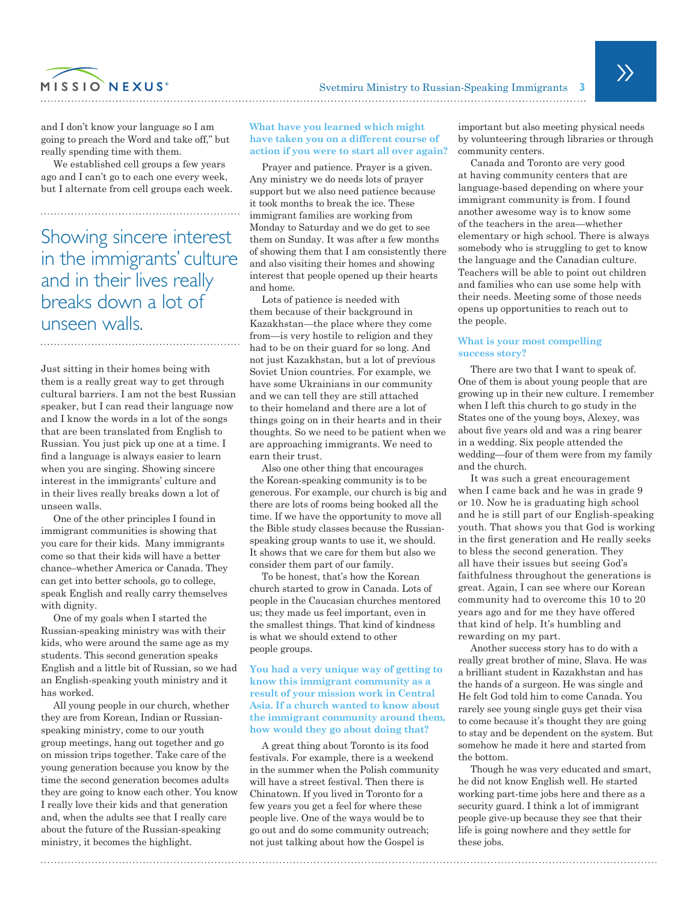and I don't know your language so I am going to preach the Word and take off," but really spending time with them.

We established cell groups a few years ago and I can't go to each one every week, but I alternate from cell groups each week.

> Showing sincere interest in the immigrants' culture and in their lives really breaks down a lot of unseen walls.

Just sitting in their homes being with them is a really great way to get through cultural barriers. I am not the best Russian speaker, but I can read their language now and I know the words in a lot of the songs that are been translated from English to Russian. You just pick up one at a time. I find a language is always easier to learn when you are singing. Showing sincere interest in the immigrants' culture and in their lives really breaks down a lot of unseen walls.

One of the other principles I found in immigrant communities is showing that you care for their kids. Many immigrants come so that their kids will have a better chance–whether America or Canada. They can get into better schools, go to college, speak English and really carry themselves with dignity.

One of my goals when I started the Russian-speaking ministry was with their kids, who were around the same age as my students. This second generation speaks English and a little bit of Russian, so we had an English-speaking youth ministry and it has worked.

All young people in our church, whether they are from Korean, Indian or Russian-speaking ministry, come to our youth group meetings, hang out together and go on mission trips together. Take care of the young generation because you know by the time the second generation becomes adults they are going to know each other. You know I really love their kids and that generation and, when the adults see that I really care about the future of the Russian-speaking ministry, it becomes the highlight.

**What have you learned which might have taken you on a different course of action if you were to start all over again?**

Prayer and patience. Prayer is a given. Any ministry we do needs lots of prayer support but we also need patience because it took months to break the ice. These immigrant families are working from Monday to Saturday and we do get to see them on Sunday. It was after a few months of showing them that I am consistently there and also visiting their homes and showing interest that people opened up their hearts and home.

Lots of patience is needed with them because of their background in Kazakhstan—the place where they come from—is very hostile to religion and they had to be on their guard for so long. And not just Kazakhstan, but a lot of previous Soviet Union countries. For example, we have some Ukrainians in our community and we can tell they are still attached to their homeland and there are a lot of things going on in their hearts and in their thoughts. So we need to be patient when we are approaching immigrants. We need to earn their trust.

Also one other thing that encourages the Korean-speaking community is to be generous. For example, our church is big and there are lots of rooms being booked all the time. If we have the opportunity to move all the Bible study classes because the Russian-speaking group wants to use it, we should. It shows that we care for them but also we consider them part of our family.

To be honest, that's how the Korean church started to grow in Canada. Lots of people in the Caucasian churches mentored us; they made us feel important, even in the smallest things. That kind of kindness is what we should extend to other people groups.

**You had a very unique way of getting to know this immigrant community as a result of your mission work in Central Asia. If a church wanted to know about the immigrant community around them, how would they go about doing that?**

A great thing about Toronto is its food festivals. For example, there is a weekend in the summer when the Polish community will have a street festival. Then there is Chinatown. If you lived in Toronto for a few years you get a feel for where these people live. One of the ways would be to go out and do some community outreach; not just talking about how the Gospel is important but also meeting physical needs by volunteering through libraries or through community centers.

Canada and Toronto are very good at having community centers that are language-based depending on where your immigrant community is from. I found another awesome way is to know some of the teachers in the area—whether elementary or high school. There is always somebody who is struggling to get to know the language and the Canadian culture. Teachers will be able to point out children and families who can use some help with their needs. Meeting some of those needs opens up opportunities to reach out to the people.

**What is your most compelling success story?**

There are two that I want to speak of. One of them is about young people that are growing up in their new culture. I remember when I left this church to go study in the States one of the young boys, Alexey, was about five years old and was a ring bearer in a wedding. Six people attended the wedding—four of them were from my family and the church.

It was such a great encouragement when I came back and he was in grade 9 or 10. Now he is graduating high school and he is still part of our English-speaking youth. That shows you that God is working in the first generation and He really seeks to bless the second generation. They all have their issues but seeing God's faithfulness throughout the generations is great. Again, I can see where our Korean community had to overcome this 10 to 20 years ago and for me they have offered that kind of help. It's humbling and rewarding on my part.

Another success story has to do with a really great brother of mine, Slava. He was a brilliant student in Kazakhstan and has the hands of a surgeon. He was single and He felt God told him to come Canada. You rarely see young single guys get their visa to come because it's thought they are going to stay and be dependent on the system. But somehow he made it here and started from the bottom.

Though he was very educated and smart, he did not know English well. He started working part-time jobs here and there as a security guard. I think a lot of immigrant people give-up because they see that their life is going nowhere and they settle for these jobs.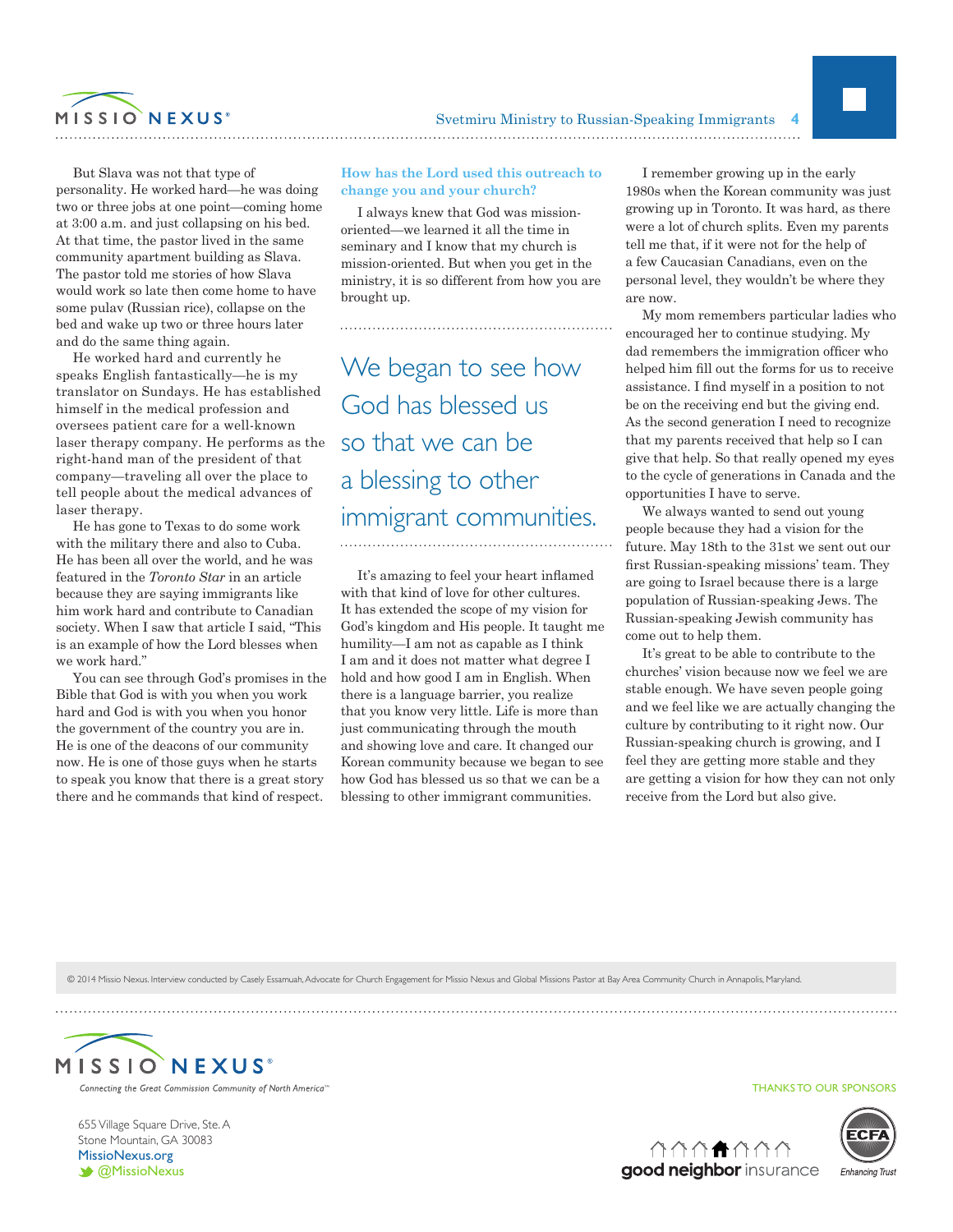But Slava was not that type of personality. He worked hard—he was doing two or three jobs at one point—coming home at 3:00 a.m. and just collapsing on his bed. At that time, the pastor lived in the same community apartment building as Slava. The pastor told me stories of how Slava would work so late then come home to have some pulav (Russian rice), collapse on the bed and wake up two or three hours later and do the same thing again.

He worked hard and currently he speaks English fantastically—he is my translator on Sundays. He has established himself in the medical profession and oversees patient care for a well-known laser therapy company. He performs as the right-hand man of the president of that company—traveling all over the place to tell people about the medical advances of laser therapy.

He has gone to Texas to do some work with the military there and also to Cuba. He has been all over the world, and he was featured in the *Toronto Star* in an article because they are saying immigrants like him work hard and contribute to Canadian society. When I saw that article I said, "This is an example of how the Lord blesses when we work hard."

You can see through God's promises in the Bible that God is with you when you work hard and God is with you when you honor the government of the country you are in. He is one of the deacons of our community now. He is one of those guys when he starts to speak you know that there is a great story there and he commands that kind of respect.

**How has the Lord used this outreach to change you and your church?**

I always knew that God was mission-oriented—we learned it all the time in seminary and I know that my church is mission-oriented. But when you get in the ministry, it is so different from how you are brought up.

> We began to see how God has blessed us so that we can be a blessing to other immigrant communities.

It's amazing to feel your heart inflamed with that kind of love for other cultures. It has extended the scope of my vision for God's kingdom and His people. It taught me humility—I am not as capable as I think I am and it does not matter what degree I hold and how good I am in English. When there is a language barrier, you realize that you know very little. Life is more than just communicating through the mouth and showing love and care. It changed our Korean community because we began to see how God has blessed us so that we can be a blessing to other immigrant communities.

I remember growing up in the early 1980s when the Korean community was just growing up in Toronto. It was hard, as there were a lot of church splits. Even my parents tell me that, if it were not for the help of a few Caucasian Canadians, even on the personal level, they wouldn't be where they are now.

My mom remembers particular ladies who encouraged her to continue studying. My dad remembers the immigration officer who helped him fill out the forms for us to receive assistance. I find myself in a position to not be on the receiving end but the giving end. As the second generation I need to recognize that my parents received that help so I can give that help. So that really opened my eyes to the cycle of generations in Canada and the opportunities I have to serve.

We always wanted to send out young people because they had a vision for the future. May 18th to the 31st we sent out our first Russian-speaking missions' team. They are going to Israel because there is a large population of Russian-speaking Jews. The Russian-speaking Jewish community has come out to help them.

It's great to be able to contribute to the churches' vision because now we feel we are stable enough. We have seven people going and we feel like we are actually changing the culture by contributing to it right now. Our Russian-speaking church is growing, and I feel they are getting more stable and they are getting a vision for how they can not only receive from the Lord but also give.

© 2014 Missio Nexus. Interview conducted by Casely Essamuah, Advocate for Church Engagement for Missio Nexus and Global Missions Pastor at Bay Area Community Church in Annapolis, Maryland.

MISSIO NEXUS®

*Connecting the Great Commission Community of North America™*

655 Village Square Drive, Ste. A
Stone Mountain, GA 30083
MissioNexus.org
@MissioNexus

THANKS TO OUR SPONSORS

good neighbor insurance

ECFA Enhancing Trust